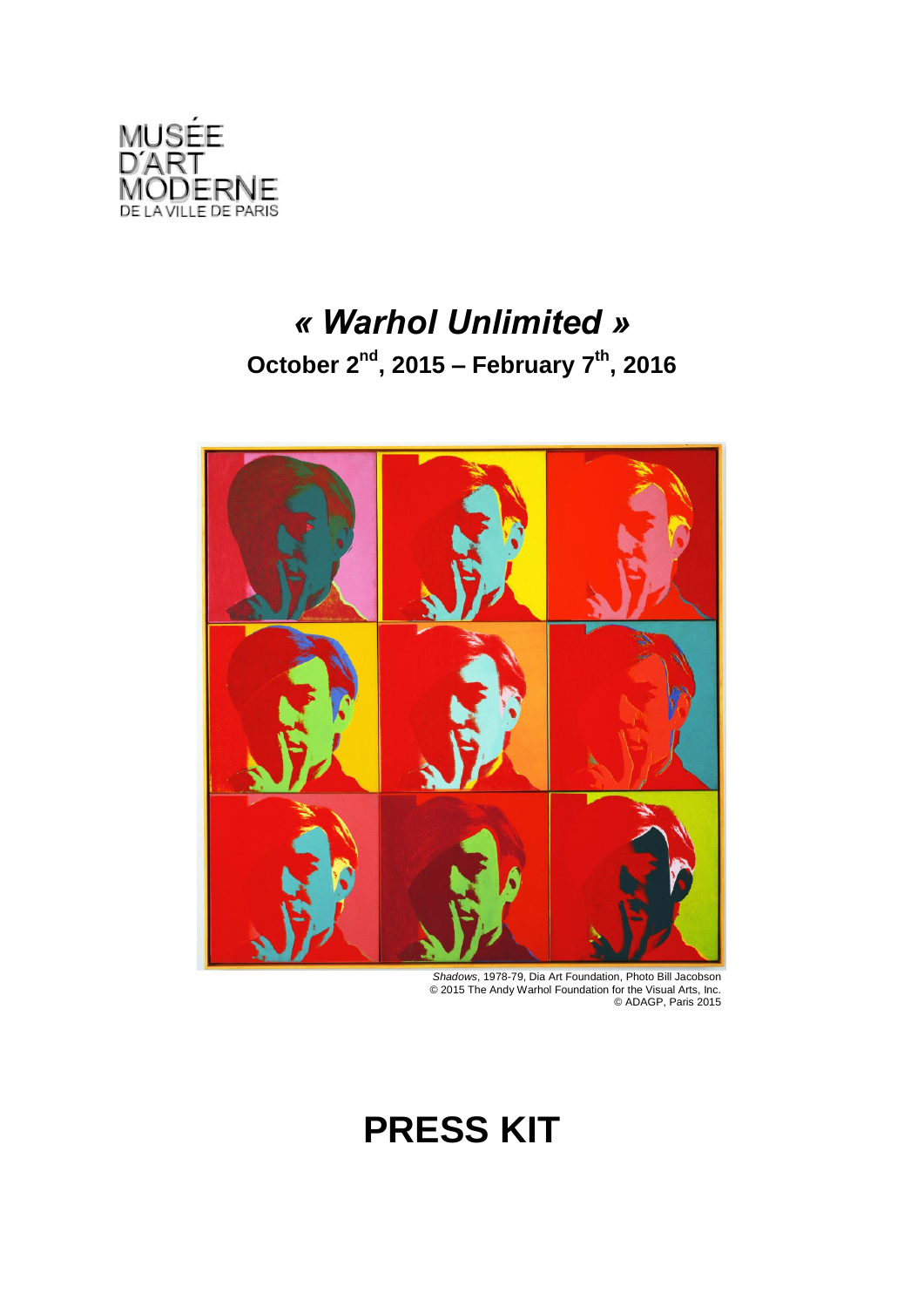MUSÉE
D'ART
MODERNE
DE LA VILLE DE PARIS

# « *Warhol Unlimited* »

## October 2nd, 2015 – February 7th, 2016

*Shadows*, 1978-79, Dia Art Foundation, Photo Bill Jacobson
© 2015 The Andy Warhol Foundation for the Visual Arts, Inc.
© ADAGP, Paris 2015

# PRESS KIT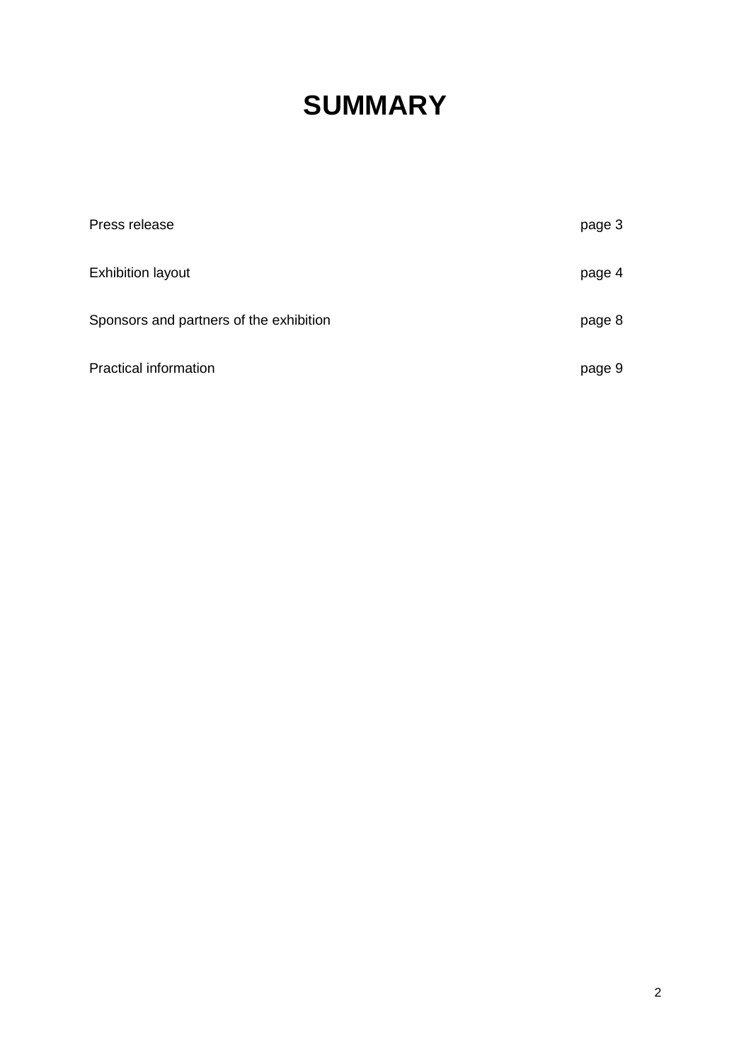# SUMMARY

| | |
|---|---|
| Press release | page 3 |
| Exhibition layout | page 4 |
| Sponsors and partners of the exhibition | page 8 |
| Practical information | page 9 |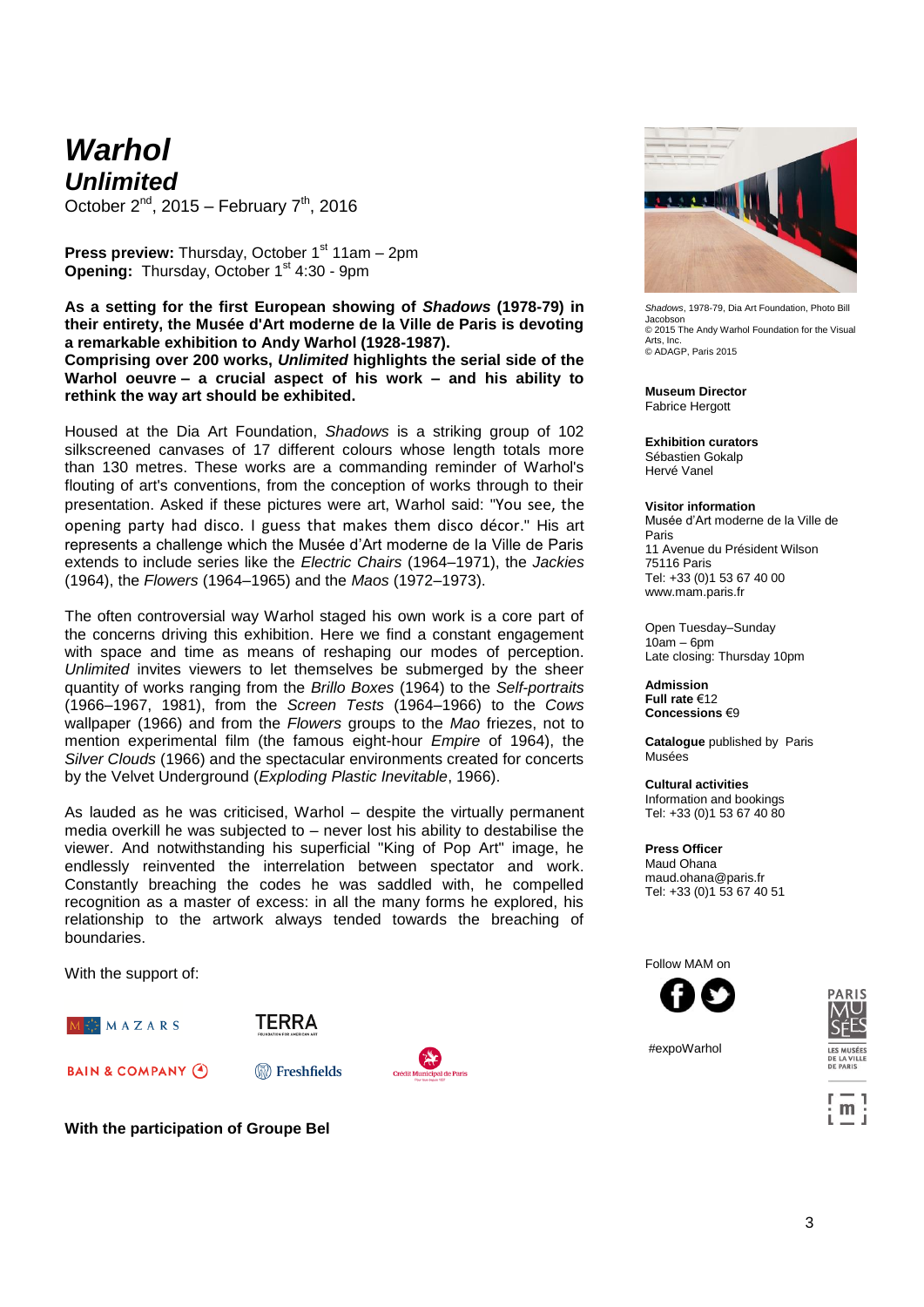# *Warhol*
## *Unlimited*

October 2nd, 2015 – February 7th, 2016

**Press preview:** Thursday, October 1st 11am – 2pm
**Opening:** Thursday, October 1st 4:30 - 9pm

**As a setting for the first European showing of *Shadows* (1978-79) in their entirety, the Musée d'Art moderne de la Ville de Paris is devoting a remarkable exhibition to Andy Warhol (1928-1987).**
**Comprising over 200 works, *Unlimited* highlights the serial side of the Warhol oeuvre – a crucial aspect of his work – and his ability to rethink the way art should be exhibited.**

Housed at the Dia Art Foundation, *Shadows* is a striking group of 102 silkscreened canvases of 17 different colours whose length totals more than 130 metres. These works are a commanding reminder of Warhol's flouting of art's conventions, from the conception of works through to their presentation. Asked if these pictures were art, Warhol said: "You see, the opening party had disco. I guess that makes them disco décor." His art represents a challenge which the Musée d'Art moderne de la Ville de Paris extends to include series like the *Electric Chairs* (1964–1971), the *Jackies* (1964), the *Flowers* (1964–1965) and the *Maos* (1972–1973).

The often controversial way Warhol staged his own work is a core part of the concerns driving this exhibition. Here we find a constant engagement with space and time as means of reshaping our modes of perception. *Unlimited* invites viewers to let themselves be submerged by the sheer quantity of works ranging from the *Brillo Boxes* (1964) to the *Self-portraits* (1966–1967, 1981), from the *Screen Tests* (1964–1966) to the *Cows* wallpaper (1966) and from the *Flowers* groups to the *Mao* friezes, not to mention experimental film (the famous eight-hour *Empire* of 1964), the *Silver Clouds* (1966) and the spectacular environments created for concerts by the Velvet Underground (*Exploding Plastic Inevitable*, 1966).

As lauded as he was criticised, Warhol – despite the virtually permanent media overkill he was subjected to – never lost his ability to destabilise the viewer. And notwithstanding his superficial "King of Pop Art" image, he endlessly reinvented the interrelation between spectator and work. Constantly breaching the codes he was saddled with, he compelled recognition as a master of excess: in all the many forms he explored, his relationship to the artwork always tended towards the breaching of boundaries.

With the support of:

MAZARS — TERRA — BAIN & COMPANY — Freshfields — Crédit Municipal de Paris

**With the participation of Groupe Bel**

*Shadows*, 1978-79, Dia Art Foundation, Photo Bill Jacobson
© 2015 The Andy Warhol Foundation for the Visual Arts, Inc.
© ADAGP, Paris 2015

**Museum Director**
Fabrice Hergott

**Exhibition curators**
Sébastien Gokalp
Hervé Vanel

**Visitor information**
Musée d'Art moderne de la Ville de Paris
11 Avenue du Président Wilson
75116 Paris
Tel: +33 (0)1 53 67 40 00
www.mam.paris.fr

Open Tuesday–Sunday
10am – 6pm
Late closing: Thursday 10pm

**Admission**
**Full rate** €12
**Concessions** €9

**Catalogue** published by Paris Musées

**Cultural activities**
Information and bookings
Tel: +33 (0)1 53 67 40 80

**Press Officer**
Maud Ohana
maud.ohana@paris.fr
Tel: +33 (0)1 53 67 40 51

Follow MAM on

#expoWarhol

PARIS MUSÉES — LES MUSÉES DE LA VILLE DE PARIS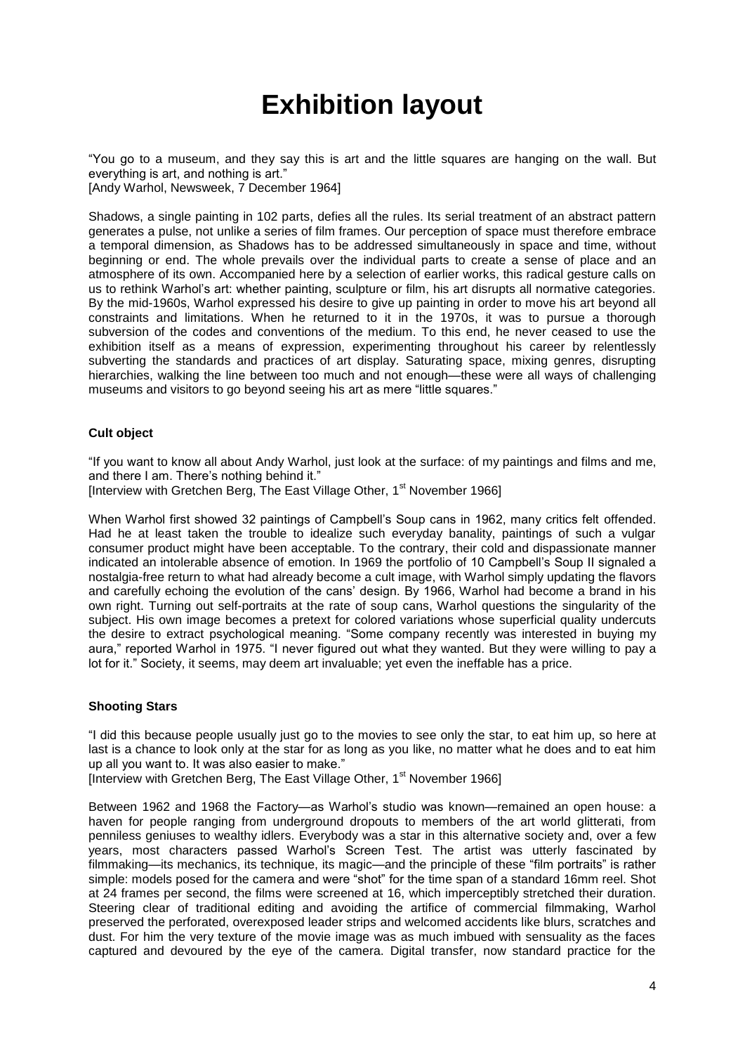# Exhibition layout

"You go to a museum, and they say this is art and the little squares are hanging on the wall. But everything is art, and nothing is art."
[Andy Warhol, Newsweek, 7 December 1964]

Shadows, a single painting in 102 parts, defies all the rules. Its serial treatment of an abstract pattern generates a pulse, not unlike a series of film frames. Our perception of space must therefore embrace a temporal dimension, as Shadows has to be addressed simultaneously in space and time, without beginning or end. The whole prevails over the individual parts to create a sense of place and an atmosphere of its own. Accompanied here by a selection of earlier works, this radical gesture calls on us to rethink Warhol's art: whether painting, sculpture or film, his art disrupts all normative categories. By the mid-1960s, Warhol expressed his desire to give up painting in order to move his art beyond all constraints and limitations. When he returned to it in the 1970s, it was to pursue a thorough subversion of the codes and conventions of the medium. To this end, he never ceased to use the exhibition itself as a means of expression, experimenting throughout his career by relentlessly subverting the standards and practices of art display. Saturating space, mixing genres, disrupting hierarchies, walking the line between too much and not enough—these were all ways of challenging museums and visitors to go beyond seeing his art as mere "little squares."

### Cult object

"If you want to know all about Andy Warhol, just look at the surface: of my paintings and films and me, and there I am. There's nothing behind it."
[Interview with Gretchen Berg, The East Village Other, 1st November 1966]

When Warhol first showed 32 paintings of Campbell's Soup cans in 1962, many critics felt offended. Had he at least taken the trouble to idealize such everyday banality, paintings of such a vulgar consumer product might have been acceptable. To the contrary, their cold and dispassionate manner indicated an intolerable absence of emotion. In 1969 the portfolio of 10 Campbell's Soup II signaled a nostalgia-free return to what had already become a cult image, with Warhol simply updating the flavors and carefully echoing the evolution of the cans' design. By 1966, Warhol had become a brand in his own right. Turning out self-portraits at the rate of soup cans, Warhol questions the singularity of the subject. His own image becomes a pretext for colored variations whose superficial quality undercuts the desire to extract psychological meaning. "Some company recently was interested in buying my aura," reported Warhol in 1975. "I never figured out what they wanted. But they were willing to pay a lot for it." Society, it seems, may deem art invaluable; yet even the ineffable has a price.

### Shooting Stars

"I did this because people usually just go to the movies to see only the star, to eat him up, so here at last is a chance to look only at the star for as long as you like, no matter what he does and to eat him up all you want to. It was also easier to make."
[Interview with Gretchen Berg, The East Village Other, 1st November 1966]

Between 1962 and 1968 the Factory—as Warhol's studio was known—remained an open house: a haven for people ranging from underground dropouts to members of the art world glitterati, from penniless geniuses to wealthy idlers. Everybody was a star in this alternative society and, over a few years, most characters passed Warhol's Screen Test. The artist was utterly fascinated by filmmaking—its mechanics, its technique, its magic—and the principle of these "film portraits" is rather simple: models posed for the camera and were "shot" for the time span of a standard 16mm reel. Shot at 24 frames per second, the films were screened at 16, which imperceptibly stretched their duration. Steering clear of traditional editing and avoiding the artifice of commercial filmmaking, Warhol preserved the perforated, overexposed leader strips and welcomed accidents like blurs, scratches and dust. For him the very texture of the movie image was as much imbued with sensuality as the faces captured and devoured by the eye of the camera. Digital transfer, now standard practice for the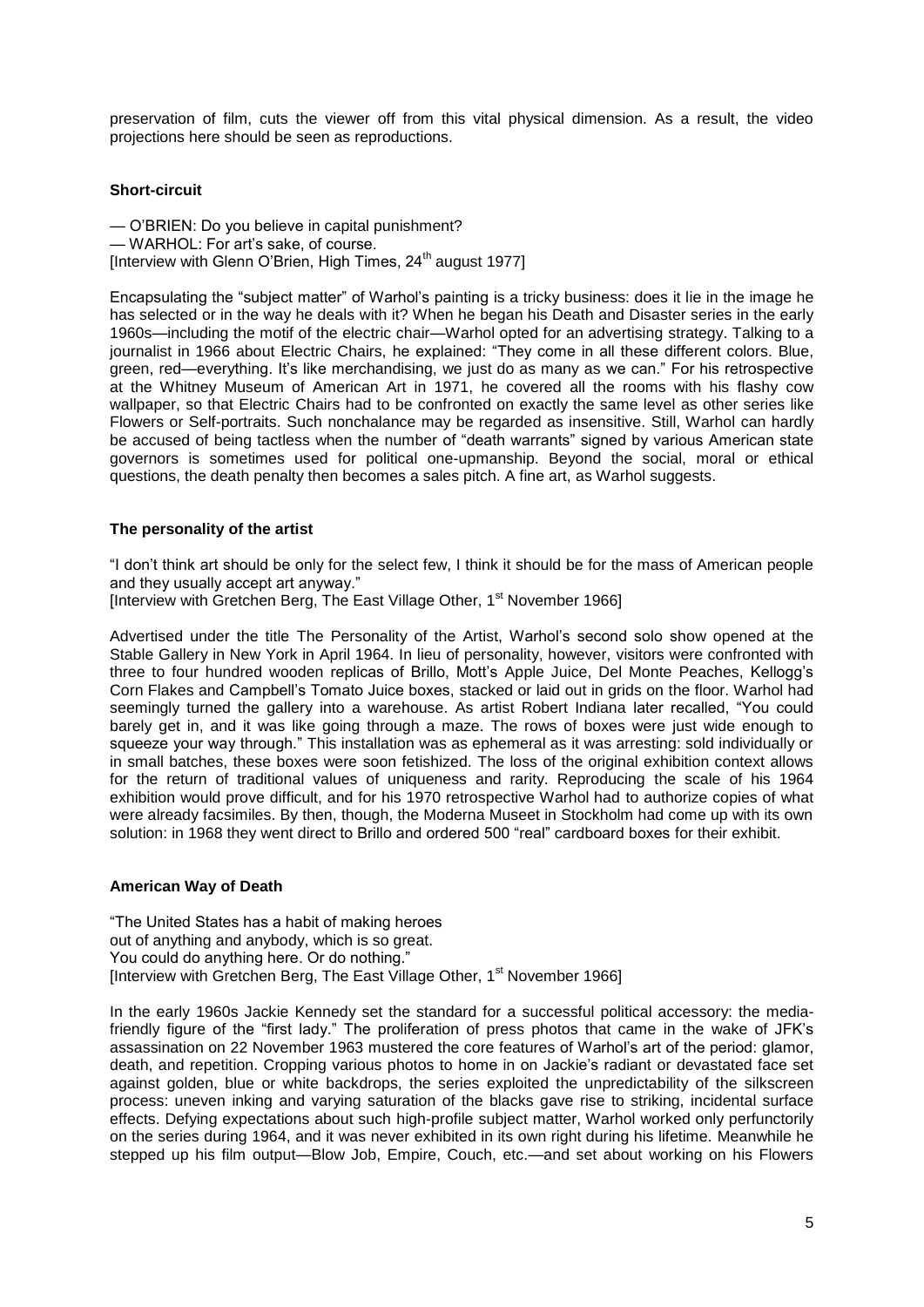preservation of film, cuts the viewer off from this vital physical dimension. As a result, the video projections here should be seen as reproductions.

### Short-circuit

— O'BRIEN: Do you believe in capital punishment?
— WARHOL: For art's sake, of course.
[Interview with Glenn O'Brien, High Times, 24th august 1977]

Encapsulating the "subject matter" of Warhol's painting is a tricky business: does it lie in the image he has selected or in the way he deals with it? When he began his Death and Disaster series in the early 1960s—including the motif of the electric chair—Warhol opted for an advertising strategy. Talking to a journalist in 1966 about Electric Chairs, he explained: "They come in all these different colors. Blue, green, red—everything. It's like merchandising, we just do as many as we can." For his retrospective at the Whitney Museum of American Art in 1971, he covered all the rooms with his flashy cow wallpaper, so that Electric Chairs had to be confronted on exactly the same level as other series like Flowers or Self-portraits. Such nonchalance may be regarded as insensitive. Still, Warhol can hardly be accused of being tactless when the number of "death warrants" signed by various American state governors is sometimes used for political one-upmanship. Beyond the social, moral or ethical questions, the death penalty then becomes a sales pitch. A fine art, as Warhol suggests.

### The personality of the artist

"I don't think art should be only for the select few, I think it should be for the mass of American people and they usually accept art anyway."
[Interview with Gretchen Berg, The East Village Other, 1st November 1966]

Advertised under the title The Personality of the Artist, Warhol's second solo show opened at the Stable Gallery in New York in April 1964. In lieu of personality, however, visitors were confronted with three to four hundred wooden replicas of Brillo, Mott's Apple Juice, Del Monte Peaches, Kellogg's Corn Flakes and Campbell's Tomato Juice boxes, stacked or laid out in grids on the floor. Warhol had seemingly turned the gallery into a warehouse. As artist Robert Indiana later recalled, "You could barely get in, and it was like going through a maze. The rows of boxes were just wide enough to squeeze your way through." This installation was as ephemeral as it was arresting: sold individually or in small batches, these boxes were soon fetishized. The loss of the original exhibition context allows for the return of traditional values of uniqueness and rarity. Reproducing the scale of his 1964 exhibition would prove difficult, and for his 1970 retrospective Warhol had to authorize copies of what were already facsimiles. By then, though, the Moderna Museet in Stockholm had come up with its own solution: in 1968 they went direct to Brillo and ordered 500 "real" cardboard boxes for their exhibit.

### American Way of Death

"The United States has a habit of making heroes
out of anything and anybody, which is so great.
You could do anything here. Or do nothing."
[Interview with Gretchen Berg, The East Village Other, 1st November 1966]

In the early 1960s Jackie Kennedy set the standard for a successful political accessory: the media-friendly figure of the "first lady." The proliferation of press photos that came in the wake of JFK's assassination on 22 November 1963 mustered the core features of Warhol's art of the period: glamor, death, and repetition. Cropping various photos to home in on Jackie's radiant or devastated face set against golden, blue or white backdrops, the series exploited the unpredictability of the silkscreen process: uneven inking and varying saturation of the blacks gave rise to striking, incidental surface effects. Defying expectations about such high-profile subject matter, Warhol worked only perfunctorily on the series during 1964, and it was never exhibited in its own right during his lifetime. Meanwhile he stepped up his film output—Blow Job, Empire, Couch, etc.—and set about working on his Flowers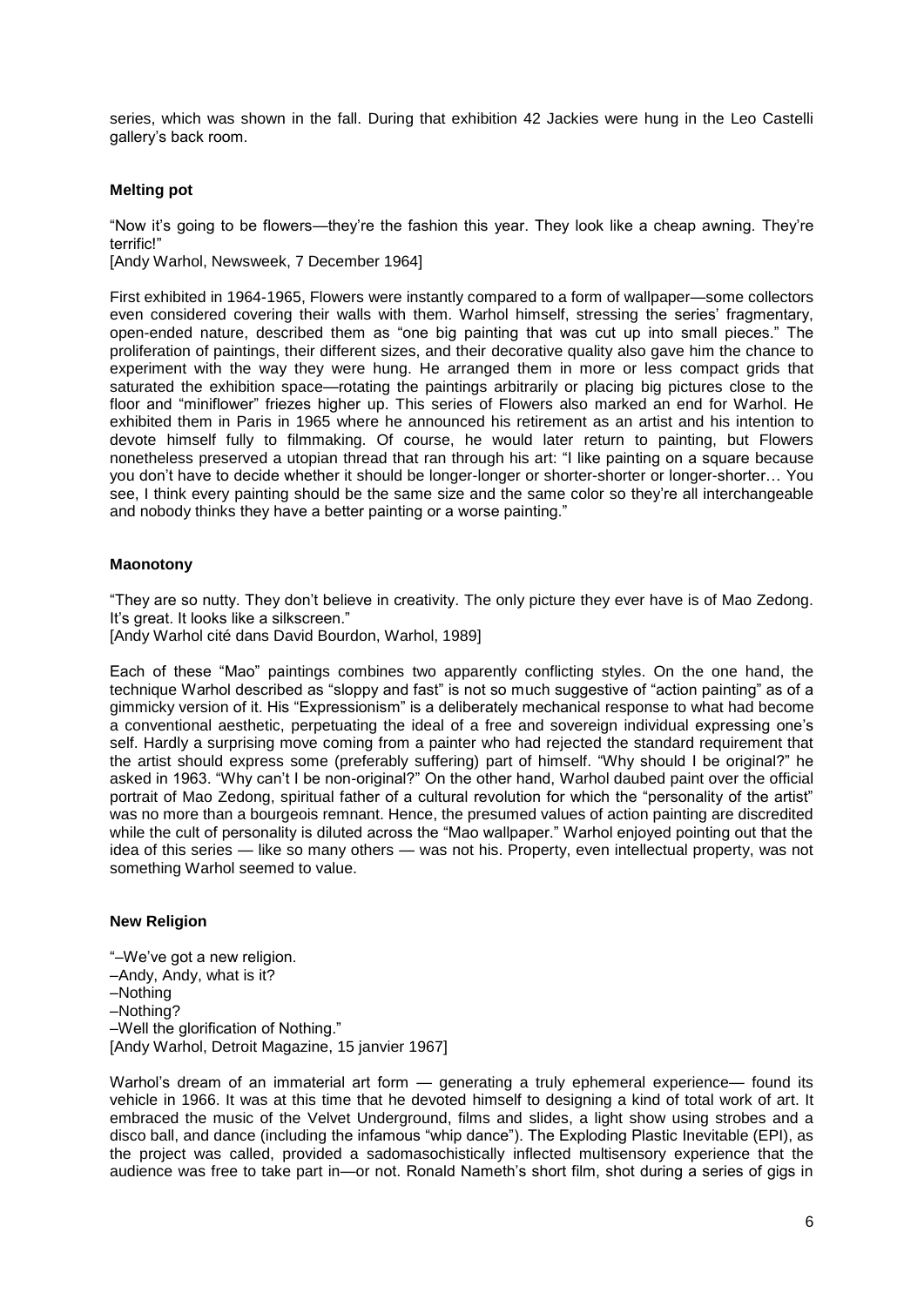series, which was shown in the fall. During that exhibition 42 Jackies were hung in the Leo Castelli gallery's back room.

### Melting pot

"Now it's going to be flowers—they're the fashion this year. They look like a cheap awning. They're terrific!"
[Andy Warhol, Newsweek, 7 December 1964]

First exhibited in 1964-1965, Flowers were instantly compared to a form of wallpaper—some collectors even considered covering their walls with them. Warhol himself, stressing the series' fragmentary, open-ended nature, described them as "one big painting that was cut up into small pieces." The proliferation of paintings, their different sizes, and their decorative quality also gave him the chance to experiment with the way they were hung. He arranged them in more or less compact grids that saturated the exhibition space—rotating the paintings arbitrarily or placing big pictures close to the floor and "miniflower" friezes higher up. This series of Flowers also marked an end for Warhol. He exhibited them in Paris in 1965 where he announced his retirement as an artist and his intention to devote himself fully to filmmaking. Of course, he would later return to painting, but Flowers nonetheless preserved a utopian thread that ran through his art: "I like painting on a square because you don't have to decide whether it should be longer-longer or shorter-shorter or longer-shorter… You see, I think every painting should be the same size and the same color so they're all interchangeable and nobody thinks they have a better painting or a worse painting."

### Maonotony

"They are so nutty. They don't believe in creativity. The only picture they ever have is of Mao Zedong. It's great. It looks like a silkscreen."
[Andy Warhol cité dans David Bourdon, Warhol, 1989]

Each of these "Mao" paintings combines two apparently conflicting styles. On the one hand, the technique Warhol described as "sloppy and fast" is not so much suggestive of "action painting" as of a gimmicky version of it. His "Expressionism" is a deliberately mechanical response to what had become a conventional aesthetic, perpetuating the ideal of a free and sovereign individual expressing one's self. Hardly a surprising move coming from a painter who had rejected the standard requirement that the artist should express some (preferably suffering) part of himself. "Why should I be original?" he asked in 1963. "Why can't I be non-original?" On the other hand, Warhol daubed paint over the official portrait of Mao Zedong, spiritual father of a cultural revolution for which the "personality of the artist" was no more than a bourgeois remnant. Hence, the presumed values of action painting are discredited while the cult of personality is diluted across the "Mao wallpaper." Warhol enjoyed pointing out that the idea of this series — like so many others — was not his. Property, even intellectual property, was not something Warhol seemed to value.

### New Religion

"–We've got a new religion.
–Andy, Andy, what is it?
–Nothing
–Nothing?
–Well the glorification of Nothing."
[Andy Warhol, Detroit Magazine, 15 janvier 1967]

Warhol's dream of an immaterial art form — generating a truly ephemeral experience— found its vehicle in 1966. It was at this time that he devoted himself to designing a kind of total work of art. It embraced the music of the Velvet Underground, films and slides, a light show using strobes and a disco ball, and dance (including the infamous "whip dance"). The Exploding Plastic Inevitable (EPI), as the project was called, provided a sadomasochistically inflected multisensory experience that the audience was free to take part in—or not. Ronald Nameth's short film, shot during a series of gigs in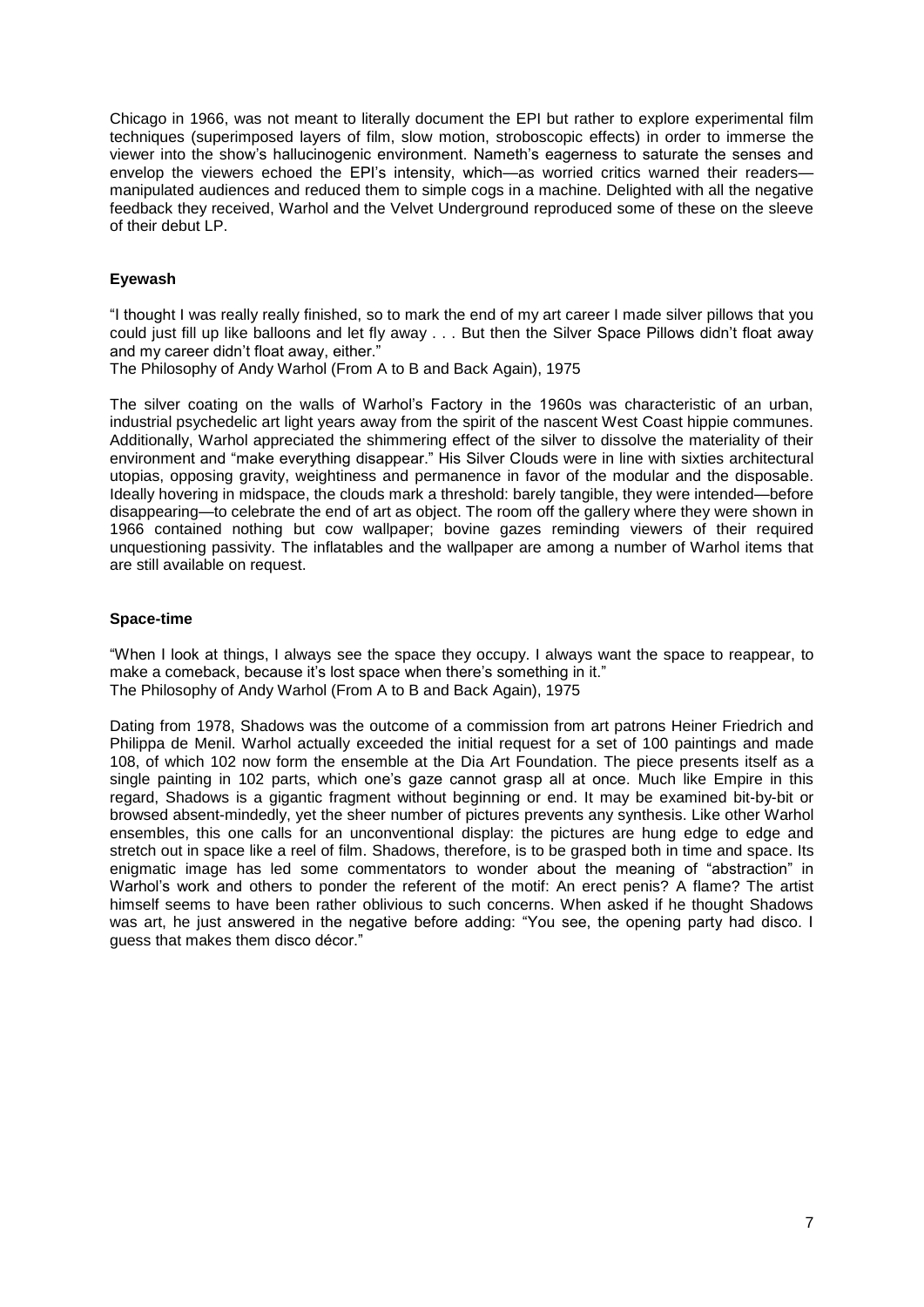Chicago in 1966, was not meant to literally document the EPI but rather to explore experimental film techniques (superimposed layers of film, slow motion, stroboscopic effects) in order to immerse the viewer into the show's hallucinogenic environment. Nameth's eagerness to saturate the senses and envelop the viewers echoed the EPI's intensity, which—as worried critics warned their readers—manipulated audiences and reduced them to simple cogs in a machine. Delighted with all the negative feedback they received, Warhol and the Velvet Underground reproduced some of these on the sleeve of their debut LP.

### Eyewash

"I thought I was really really finished, so to mark the end of my art career I made silver pillows that you could just fill up like balloons and let fly away . . . But then the Silver Space Pillows didn't float away and my career didn't float away, either."
The Philosophy of Andy Warhol (From A to B and Back Again), 1975

The silver coating on the walls of Warhol's Factory in the 1960s was characteristic of an urban, industrial psychedelic art light years away from the spirit of the nascent West Coast hippie communes. Additionally, Warhol appreciated the shimmering effect of the silver to dissolve the materiality of their environment and "make everything disappear." His Silver Clouds were in line with sixties architectural utopias, opposing gravity, weightiness and permanence in favor of the modular and the disposable. Ideally hovering in midspace, the clouds mark a threshold: barely tangible, they were intended—before disappearing—to celebrate the end of art as object. The room off the gallery where they were shown in 1966 contained nothing but cow wallpaper; bovine gazes reminding viewers of their required unquestioning passivity. The inflatables and the wallpaper are among a number of Warhol items that are still available on request.

### Space-time

"When I look at things, I always see the space they occupy. I always want the space to reappear, to make a comeback, because it's lost space when there's something in it."
The Philosophy of Andy Warhol (From A to B and Back Again), 1975

Dating from 1978, Shadows was the outcome of a commission from art patrons Heiner Friedrich and Philippa de Menil. Warhol actually exceeded the initial request for a set of 100 paintings and made 108, of which 102 now form the ensemble at the Dia Art Foundation. The piece presents itself as a single painting in 102 parts, which one's gaze cannot grasp all at once. Much like Empire in this regard, Shadows is a gigantic fragment without beginning or end. It may be examined bit-by-bit or browsed absent-mindedly, yet the sheer number of pictures prevents any synthesis. Like other Warhol ensembles, this one calls for an unconventional display: the pictures are hung edge to edge and stretch out in space like a reel of film. Shadows, therefore, is to be grasped both in time and space. Its enigmatic image has led some commentators to wonder about the meaning of "abstraction" in Warhol's work and others to ponder the referent of the motif: An erect penis? A flame? The artist himself seems to have been rather oblivious to such concerns. When asked if he thought Shadows was art, he just answered in the negative before adding: "You see, the opening party had disco. I guess that makes them disco décor."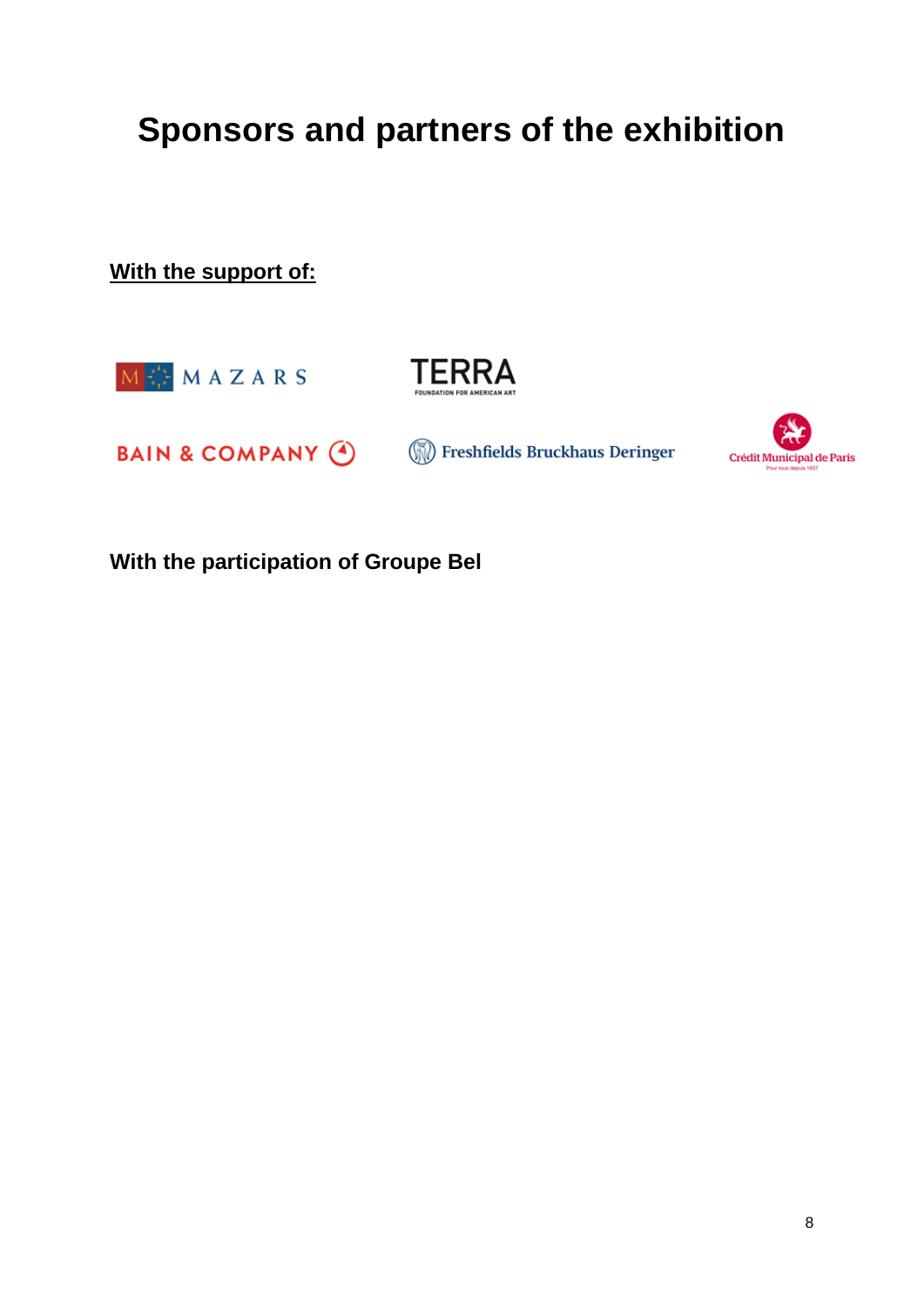# Sponsors and partners of the exhibition

**With the support of:**

MAZARS

TERRA
FOUNDATION FOR AMERICAN ART

BAIN & COMPANY

Freshfields Bruckhaus Deringer

Crédit Municipal de Paris
Pour tous depuis 1637

**With the participation of Groupe Bel**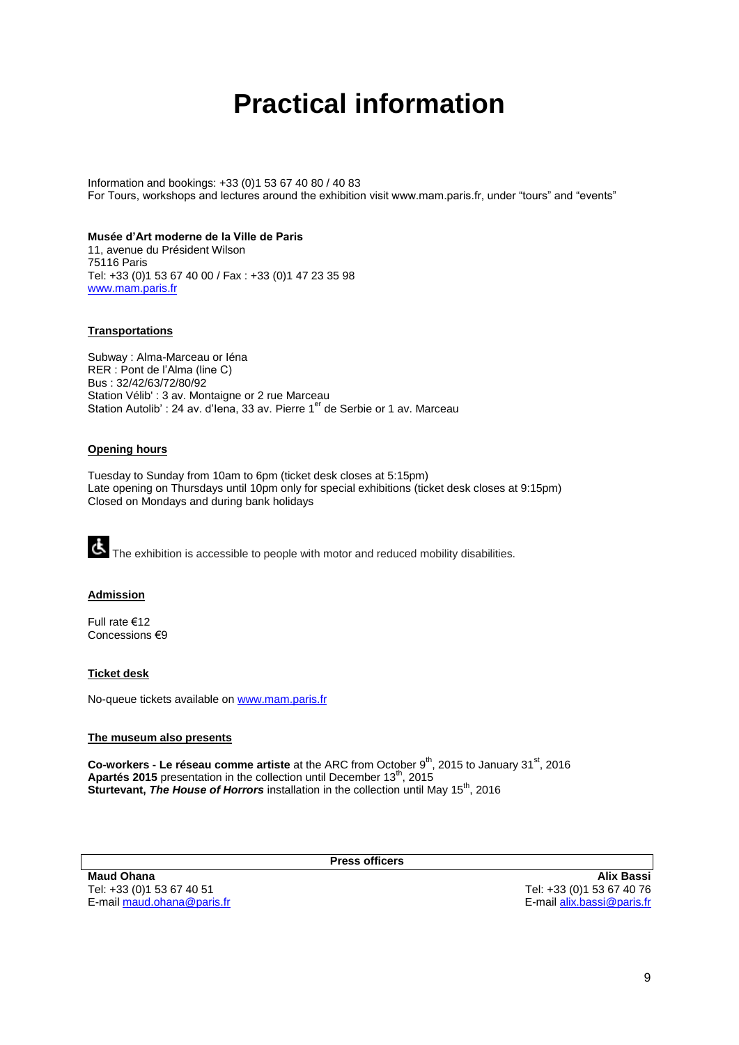# Practical information

Information and bookings: +33 (0)1 53 67 40 80 / 40 83
For Tours, workshops and lectures around the exhibition visit www.mam.paris.fr, under “tours” and “events”

**Musée d’Art moderne de la Ville de Paris**
11, avenue du Président Wilson
75116 Paris
Tel: +33 (0)1 53 67 40 00 / Fax : +33 (0)1 47 23 35 98
www.mam.paris.fr

## Transportations

Subway : Alma-Marceau or Iéna
RER : Pont de l’Alma (line C)
Bus : 32/42/63/72/80/92
Station Vélib' : 3 av. Montaigne or 2 rue Marceau
Station Autolib' : 24 av. d’Iena, 33 av. Pierre 1er de Serbie or 1 av. Marceau

## Opening hours

Tuesday to Sunday from 10am to 6pm (ticket desk closes at 5:15pm)
Late opening on Thursdays until 10pm only for special exhibitions (ticket desk closes at 9:15pm)
Closed on Mondays and during bank holidays

The exhibition is accessible to people with motor and reduced mobility disabilities.

## Admission

Full rate €12
Concessions €9

## Ticket desk

No-queue tickets available on www.mam.paris.fr

## The museum also presents

**Co-workers - Le réseau comme artiste** at the ARC from October 9th, 2015 to January 31st, 2016
**Apartés 2015** presentation in the collection until December 13th, 2015
**Sturtevant, *The House of Horrors*** installation in the collection until May 15th, 2016

**Press officers**

**Maud Ohana**
Tel: +33 (0)1 53 67 40 51
E-mail maud.ohana@paris.fr

**Alix Bassi**
Tel: +33 (0)1 53 67 40 76
E-mail alix.bassi@paris.fr